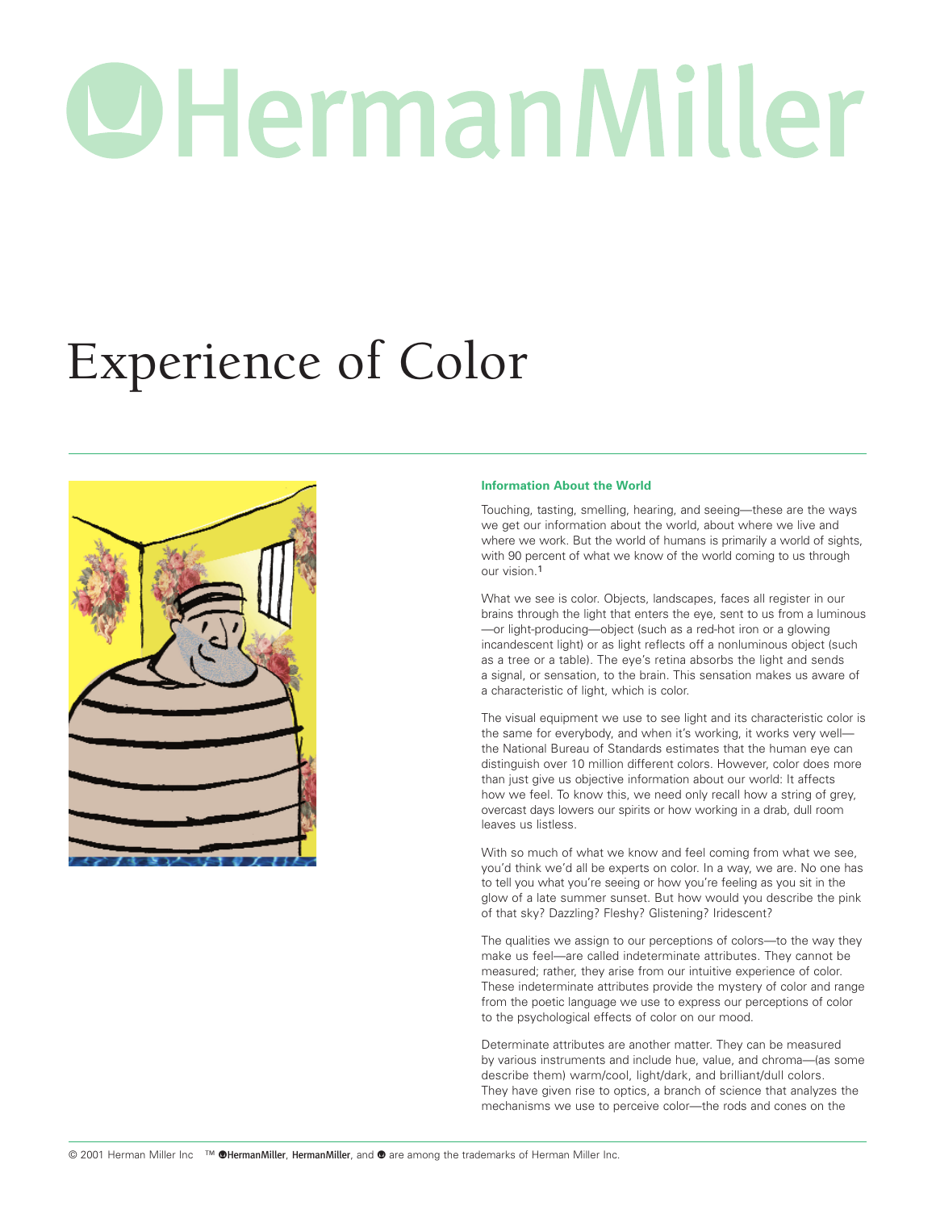# Experience of Color

## Information About the World

Touching, tasting, smelling, hearing, and seeing—these are the ways we get our information about the world, about where we live and where we work. But the world of humans is primarily a world of sights, with 90 percent of what we know of the world coming to us through our vision.[1]

What we see is color. Objects, landscapes, faces all register in our brains through the light that enters the eye, sent to us from a luminous—or light-producing—object (such as a red-hot iron or a glowing incandescent light) or as light reflects off a nonluminous object (such as a tree or a table). The eye's retina absorbs the light and sends a signal, or sensation, to the brain. This sensation makes us aware of a characteristic of light, which is color.

The visual equipment we use to see light and its characteristic color is the same for everybody, and when it's working, it works very well—the National Bureau of Standards estimates that the human eye can distinguish over 10 million different colors. However, color does more than just give us objective information about our world: It affects how we feel. To know this, we need only recall how a string of grey, overcast days lowers our spirits or how working in a drab, dull room leaves us listless.

With so much of what we know and feel coming from what we see, you'd think we'd all be experts on color. In a way, we are. No one has to tell you what you're seeing or how you're feeling as you sit in the glow of a late summer sunset. But how would you describe the pink of that sky? Dazzling? Fleshy? Glistening? Iridescent?

The qualities we assign to our perceptions of colors—to the way they make us feel—are called indeterminate attributes. They cannot be measured; rather, they arise from our intuitive experience of color. These indeterminate attributes provide the mystery of color and range from the poetic language we use to express our perceptions of color to the psychological effects of color on our mood.

Determinate attributes are another matter. They can be measured by various instruments and include hue, value, and chroma—(as some describe them) warm/cool, light/dark, and brilliant/dull colors. They have given rise to optics, a branch of science that analyzes the mechanisms we use to perceive color—the rods and cones on the

© 2001 Herman Miller Inc ™ HermanMiller, HermanMiller, and are among the trademarks of Herman Miller Inc.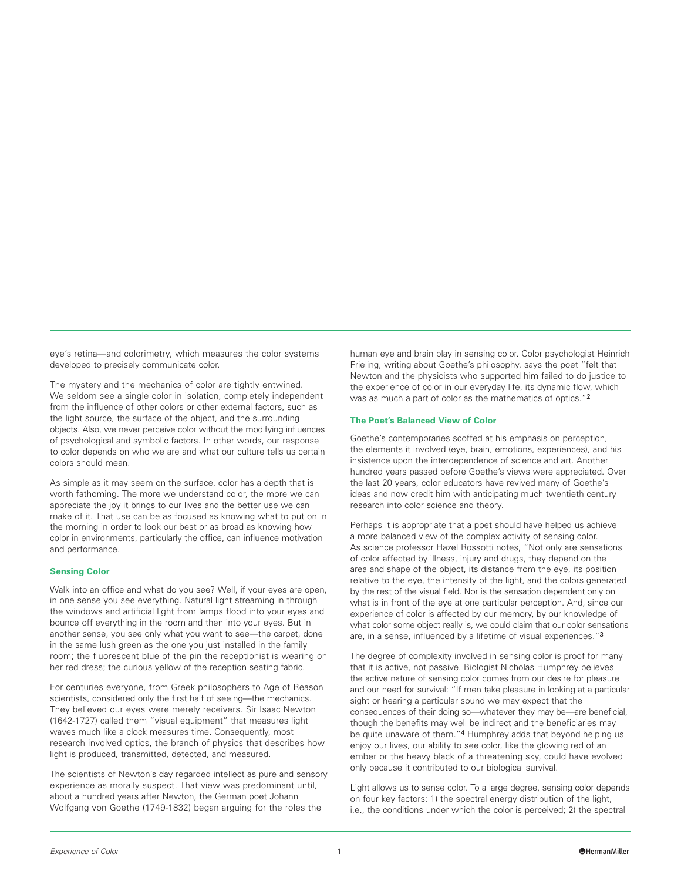eye's retina—and colorimetry, which measures the color systems developed to precisely communicate color.

The mystery and the mechanics of color are tightly entwined. We seldom see a single color in isolation, completely independent from the influence of other colors or other external factors, such as the light source, the surface of the object, and the surrounding objects. Also, we never perceive color without the modifying influences of psychological and symbolic factors. In other words, our response to color depends on who we are and what our culture tells us certain colors should mean.

As simple as it may seem on the surface, color has a depth that is worth fathoming. The more we understand color, the more we can appreciate the joy it brings to our lives and the better use we can make of it. That use can be as focused as knowing what to put on in the morning in order to look our best or as broad as knowing how color in environments, particularly the office, can influence motivation and performance.

### Sensing Color

Walk into an office and what do you see? Well, if your eyes are open, in one sense you see everything. Natural light streaming in through the windows and artificial light from lamps flood into your eyes and bounce off everything in the room and then into your eyes. But in another sense, you see only what you want to see—the carpet, done in the same lush green as the one you just installed in the family room; the fluorescent blue of the pin the receptionist is wearing on her red dress; the curious yellow of the reception seating fabric.

For centuries everyone, from Greek philosophers to Age of Reason scientists, considered only the first half of seeing—the mechanics. They believed our eyes were merely receivers. Sir Isaac Newton (1642-1727) called them "visual equipment" that measures light waves much like a clock measures time. Consequently, most research involved optics, the branch of physics that describes how light is produced, transmitted, detected, and measured.

The scientists of Newton's day regarded intellect as pure and sensory experience as morally suspect. That view was predominant until, about a hundred years after Newton, the German poet Johann Wolfgang von Goethe (1749-1832) began arguing for the roles the human eye and brain play in sensing color. Color psychologist Heinrich Frieling, writing about Goethe's philosophy, says the poet "felt that Newton and the physicists who supported him failed to do justice to the experience of color in our everyday life, its dynamic flow, which was as much a part of color as the mathematics of optics."[2]

### The Poet's Balanced View of Color

Goethe's contemporaries scoffed at his emphasis on perception, the elements it involved (eye, brain, emotions, experiences), and his insistence upon the interdependence of science and art. Another hundred years passed before Goethe's views were appreciated. Over the last 20 years, color educators have revived many of Goethe's ideas and now credit him with anticipating much twentieth century research into color science and theory.

Perhaps it is appropriate that a poet should have helped us achieve a more balanced view of the complex activity of sensing color. As science professor Hazel Rossotti notes, "Not only are sensations of color affected by illness, injury and drugs, they depend on the area and shape of the object, its distance from the eye, its position relative to the eye, the intensity of the light, and the colors generated by the rest of the visual field. Nor is the sensation dependent only on what is in front of the eye at one particular perception. And, since our experience of color is affected by our memory, by our knowledge of what color some object really is, we could claim that our color sensations are, in a sense, influenced by a lifetime of visual experiences."[3]

The degree of complexity involved in sensing color is proof for many that it is active, not passive. Biologist Nicholas Humphrey believes the active nature of sensing color comes from our desire for pleasure and our need for survival: "If men take pleasure in looking at a particular sight or hearing a particular sound we may expect that the consequences of their doing so—whatever they may be—are beneficial, though the benefits may well be indirect and the beneficiaries may be quite unaware of them."[4] Humphrey adds that beyond helping us enjoy our lives, our ability to see color, like the glowing red of an ember or the heavy black of a threatening sky, could have evolved only because it contributed to our biological survival.

Light allows us to sense color. To a large degree, sensing color depends on four key factors: 1) the spectral energy distribution of the light, i.e., the conditions under which the color is perceived; 2) the spectral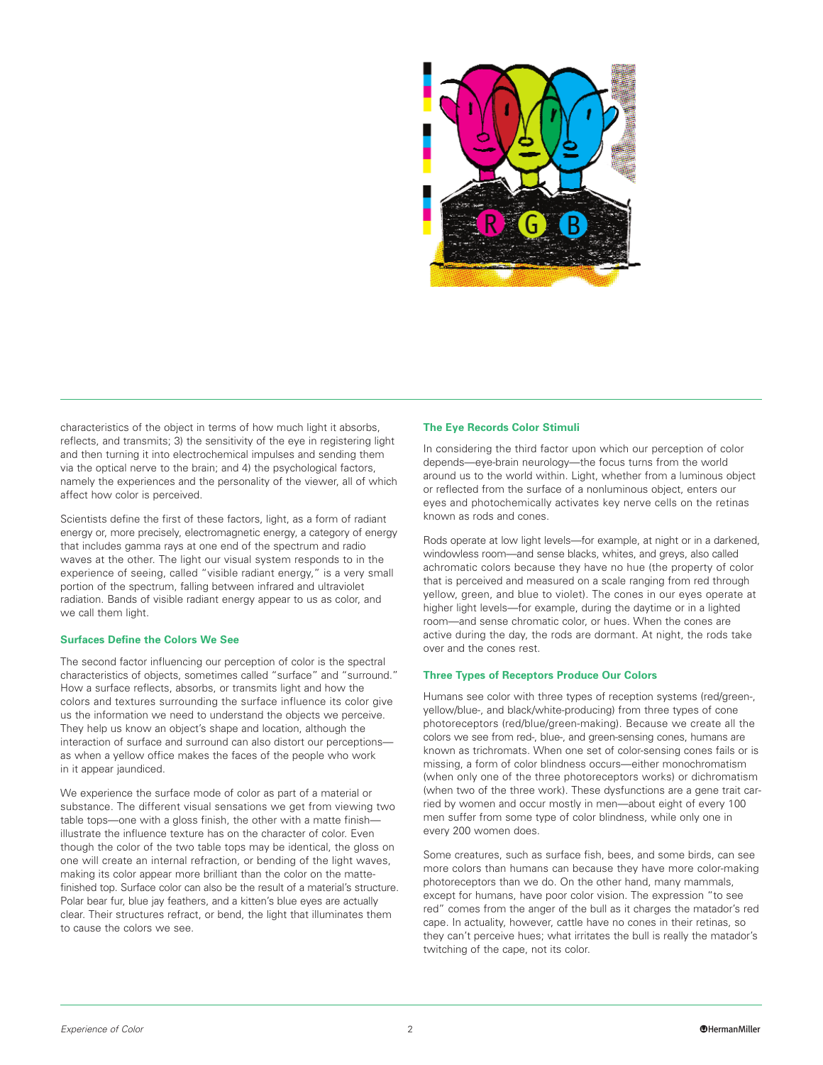characteristics of the object in terms of how much light it absorbs, reflects, and transmits; 3) the sensitivity of the eye in registering light and then turning it into electrochemical impulses and sending them via the optical nerve to the brain; and 4) the psychological factors, namely the experiences and the personality of the viewer, all of which affect how color is perceived.

Scientists define the first of these factors, light, as a form of radiant energy or, more precisely, electromagnetic energy, a category of energy that includes gamma rays at one end of the spectrum and radio waves at the other. The light our visual system responds to in the experience of seeing, called "visible radiant energy," is a very small portion of the spectrum, falling between infrared and ultraviolet radiation. Bands of visible radiant energy appear to us as color, and we call them light.

### Surfaces Define the Colors We See

The second factor influencing our perception of color is the spectral characteristics of objects, sometimes called "surface" and "surround." How a surface reflects, absorbs, or transmits light and how the colors and textures surrounding the surface influence its color give us the information we need to understand the objects we perceive. They help us know an object's shape and location, although the interaction of surface and surround can also distort our perceptions—as when a yellow office makes the faces of the people who work in it appear jaundiced.

We experience the surface mode of color as part of a material or substance. The different visual sensations we get from viewing two table tops—one with a gloss finish, the other with a matte finish—illustrate the influence texture has on the character of color. Even though the color of the two table tops may be identical, the gloss on one will create an internal refraction, or bending of the light waves, making its color appear more brilliant than the color on the matte-finished top. Surface color can also be the result of a material's structure. Polar bear fur, blue jay feathers, and a kitten's blue eyes are actually clear. Their structures refract, or bend, the light that illuminates them to cause the colors we see.

### The Eye Records Color Stimuli

In considering the third factor upon which our perception of color depends—eye-brain neurology—the focus turns from the world around us to the world within. Light, whether from a luminous object or reflected from the surface of a nonluminous object, enters our eyes and photochemically activates key nerve cells on the retinas known as rods and cones.

Rods operate at low light levels—for example, at night or in a darkened, windowless room—and sense blacks, whites, and greys, also called achromatic colors because they have no hue (the property of color that is perceived and measured on a scale ranging from red through yellow, green, and blue to violet). The cones in our eyes operate at higher light levels—for example, during the daytime or in a lighted room—and sense chromatic color, or hues. When the cones are active during the day, the rods are dormant. At night, the rods take over and the cones rest.

### Three Types of Receptors Produce Our Colors

Humans see color with three types of reception systems (red/green-, yellow/blue-, and black/white-producing) from three types of cone photoreceptors (red/blue/green-making). Because we create all the colors we see from red-, blue-, and green-sensing cones, humans are known as trichromats. When one set of color-sensing cones fails or is missing, a form of color blindness occurs—either monochromatism (when only one of the three photoreceptors works) or dichromatism (when two of the three work). These dysfunctions are a gene trait carried by women and occur mostly in men—about eight of every 100 men suffer from some type of color blindness, while only one in every 200 women does.

Some creatures, such as surface fish, bees, and some birds, can see more colors than humans can because they have more color-making photoreceptors than we do. On the other hand, many mammals, except for humans, have poor color vision. The expression "to see red" comes from the anger of the bull as it charges the matador's red cape. In actuality, however, cattle have no cones in their retinas, so they can't perceive hues; what irritates the bull is really the matador's twitching of the cape, not its color.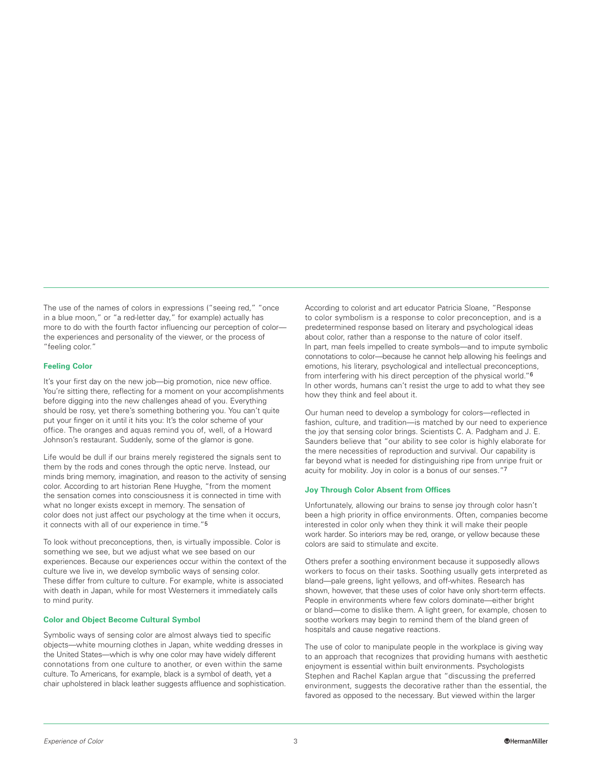The use of the names of colors in expressions ("seeing red," "once in a blue moon," or "a red-letter day," for example) actually has more to do with the fourth factor influencing our perception of color—the experiences and personality of the viewer, or the process of "feeling color."

### Feeling Color

It's your first day on the new job—big promotion, nice new office. You're sitting there, reflecting for a moment on your accomplishments before digging into the new challenges ahead of you. Everything should be rosy, yet there's something bothering you. You can't quite put your finger on it until it hits you: It's the color scheme of your office. The oranges and aquas remind you of, well, of a Howard Johnson's restaurant. Suddenly, some of the glamor is gone.

Life would be dull if our brains merely registered the signals sent to them by the rods and cones through the optic nerve. Instead, our minds bring memory, imagination, and reason to the activity of sensing color. According to art historian Rene Huyghe, "from the moment the sensation comes into consciousness it is connected in time with what no longer exists except in memory. The sensation of color does not just affect our psychology at the time when it occurs, it connects with all of our experience in time."[5]

To look without preconceptions, then, is virtually impossible. Color is something we see, but we adjust what we see based on our experiences. Because our experiences occur within the context of the culture we live in, we develop symbolic ways of sensing color. These differ from culture to culture. For example, white is associated with death in Japan, while for most Westerners it immediately calls to mind purity.

### Color and Object Become Cultural Symbol

Symbolic ways of sensing color are almost always tied to specific objects—white mourning clothes in Japan, white wedding dresses in the United States—which is why one color may have widely different connotations from one culture to another, or even within the same culture. To Americans, for example, black is a symbol of death, yet a chair upholstered in black leather suggests affluence and sophistication.

According to colorist and art educator Patricia Sloane, "Response to color symbolism is a response to color preconception, and is a predetermined response based on literary and psychological ideas about color, rather than a response to the nature of color itself. In part, man feels impelled to create symbols—and to impute symbolic connotations to color—because he cannot help allowing his feelings and emotions, his literary, psychological and intellectual preconceptions, from interfering with his direct perception of the physical world."[6] In other words, humans can't resist the urge to add to what they see how they think and feel about it.

Our human need to develop a symbology for colors—reflected in fashion, culture, and tradition—is matched by our need to experience the joy that sensing color brings. Scientists C. A. Padgham and J. E. Saunders believe that "our ability to see color is highly elaborate for the mere necessities of reproduction and survival. Our capability is far beyond what is needed for distinguishing ripe from unripe fruit or acuity for mobility. Joy in color is a bonus of our senses."[7]

### Joy Through Color Absent from Offices

Unfortunately, allowing our brains to sense joy through color hasn't been a high priority in office environments. Often, companies become interested in color only when they think it will make their people work harder. So interiors may be red, orange, or yellow because these colors are said to stimulate and excite.

Others prefer a soothing environment because it supposedly allows workers to focus on their tasks. Soothing usually gets interpreted as bland—pale greens, light yellows, and off-whites. Research has shown, however, that these uses of color have only short-term effects. People in environments where few colors dominate—either bright or bland—come to dislike them. A light green, for example, chosen to soothe workers may begin to remind them of the bland green of hospitals and cause negative reactions.

The use of color to manipulate people in the workplace is giving way to an approach that recognizes that providing humans with aesthetic enjoyment is essential within built environments. Psychologists Stephen and Rachel Kaplan argue that "discussing the preferred environment, suggests the decorative rather than the essential, the favored as opposed to the necessary. But viewed within the larger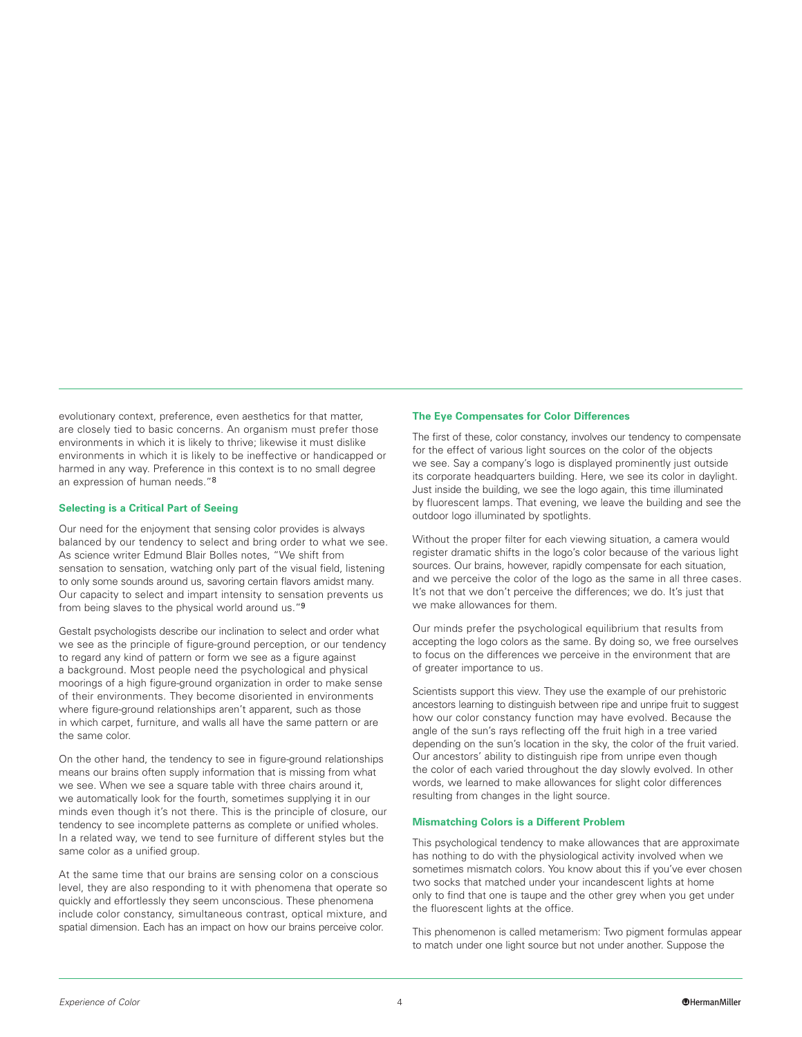evolutionary context, preference, even aesthetics for that matter, are closely tied to basic concerns. An organism must prefer those environments in which it is likely to thrive; likewise it must dislike environments in which it is likely to be ineffective or handicapped or harmed in any way. Preference in this context is to no small degree an expression of human needs."[8]

### Selecting is a Critical Part of Seeing

Our need for the enjoyment that sensing color provides is always balanced by our tendency to select and bring order to what we see. As science writer Edmund Blair Bolles notes, "We shift from sensation to sensation, watching only part of the visual field, listening to only some sounds around us, savoring certain flavors amidst many. Our capacity to select and impart intensity to sensation prevents us from being slaves to the physical world around us."[9]

Gestalt psychologists describe our inclination to select and order what we see as the principle of figure-ground perception, or our tendency to regard any kind of pattern or form we see as a figure against a background. Most people need the psychological and physical moorings of a high figure-ground organization in order to make sense of their environments. They become disoriented in environments where figure-ground relationships aren't apparent, such as those in which carpet, furniture, and walls all have the same pattern or are the same color.

On the other hand, the tendency to see in figure-ground relationships means our brains often supply information that is missing from what we see. When we see a square table with three chairs around it, we automatically look for the fourth, sometimes supplying it in our minds even though it's not there. This is the principle of closure, our tendency to see incomplete patterns as complete or unified wholes. In a related way, we tend to see furniture of different styles but the same color as a unified group.

At the same time that our brains are sensing color on a conscious level, they are also responding to it with phenomena that operate so quickly and effortlessly they seem unconscious. These phenomena include color constancy, simultaneous contrast, optical mixture, and spatial dimension. Each has an impact on how our brains perceive color.

### The Eye Compensates for Color Differences

The first of these, color constancy, involves our tendency to compensate for the effect of various light sources on the color of the objects we see. Say a company's logo is displayed prominently just outside its corporate headquarters building. Here, we see its color in daylight. Just inside the building, we see the logo again, this time illuminated by fluorescent lamps. That evening, we leave the building and see the outdoor logo illuminated by spotlights.

Without the proper filter for each viewing situation, a camera would register dramatic shifts in the logo's color because of the various light sources. Our brains, however, rapidly compensate for each situation, and we perceive the color of the logo as the same in all three cases. It's not that we don't perceive the differences; we do. It's just that we make allowances for them.

Our minds prefer the psychological equilibrium that results from accepting the logo colors as the same. By doing so, we free ourselves to focus on the differences we perceive in the environment that are of greater importance to us.

Scientists support this view. They use the example of our prehistoric ancestors learning to distinguish between ripe and unripe fruit to suggest how our color constancy function may have evolved. Because the angle of the sun's rays reflecting off the fruit high in a tree varied depending on the sun's location in the sky, the color of the fruit varied. Our ancestors' ability to distinguish ripe from unripe even though the color of each varied throughout the day slowly evolved. In other words, we learned to make allowances for slight color differences resulting from changes in the light source.

### Mismatching Colors is a Different Problem

This psychological tendency to make allowances that are approximate has nothing to do with the physiological activity involved when we sometimes mismatch colors. You know about this if you've ever chosen two socks that matched under your incandescent lights at home only to find that one is taupe and the other grey when you get under the fluorescent lights at the office.

This phenomenon is called metamerism: Two pigment formulas appear to match under one light source but not under another. Suppose the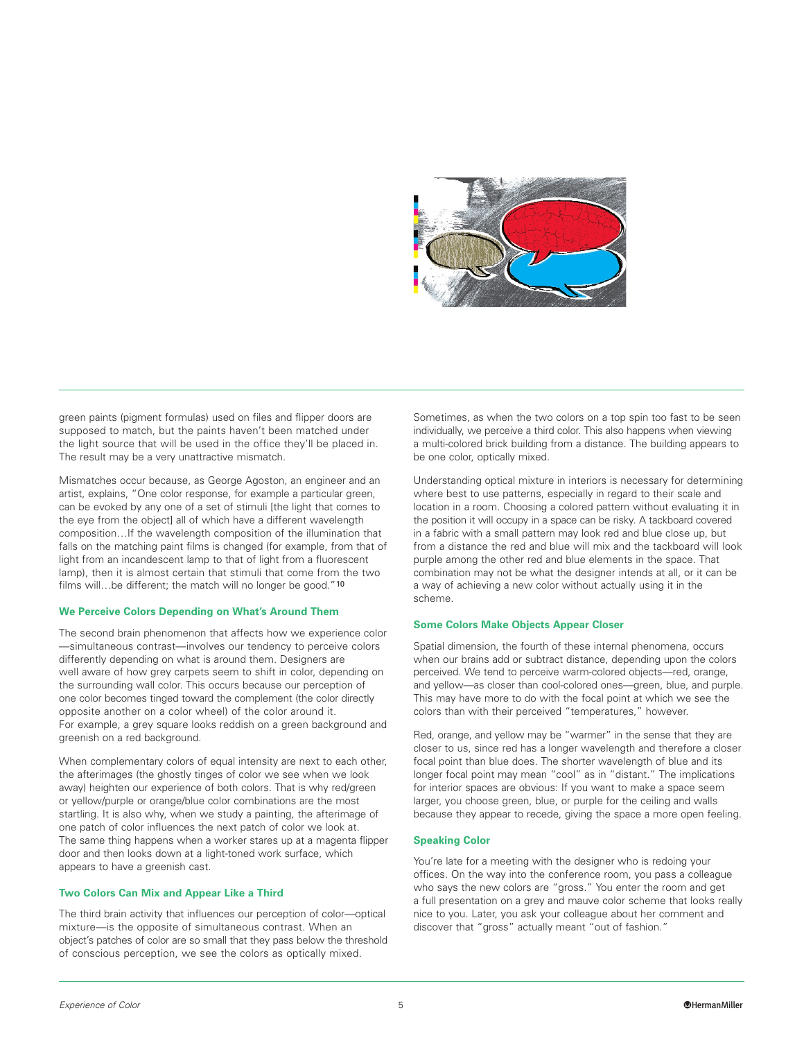green paints (pigment formulas) used on files and flipper doors are supposed to match, but the paints haven't been matched under the light source that will be used in the office they'll be placed in. The result may be a very unattractive mismatch.

Mismatches occur because, as George Agoston, an engineer and an artist, explains, "One color response, for example a particular green, can be evoked by any one of a set of stimuli [the light that comes to the eye from the object] all of which have a different wavelength composition…If the wavelength composition of the illumination that falls on the matching paint films is changed (for example, from that of light from an incandescent lamp to that of light from a fluorescent lamp), then it is almost certain that stimuli that come from the two films will…be different; the match will no longer be good."[10]

#### We Perceive Colors Depending on What's Around Them

The second brain phenomenon that affects how we experience color—simultaneous contrast—involves our tendency to perceive colors differently depending on what is around them. Designers are well aware of how grey carpets seem to shift in color, depending on the surrounding wall color. This occurs because our perception of one color becomes tinged toward the complement (the color directly opposite another on a color wheel) of the color around it. For example, a grey square looks reddish on a green background and greenish on a red background.

When complementary colors of equal intensity are next to each other, the afterimages (the ghostly tinges of color we see when we look away) heighten our experience of both colors. That is why red/green or yellow/purple or orange/blue color combinations are the most startling. It is also why, when we study a painting, the afterimage of one patch of color influences the next patch of color we look at. The same thing happens when a worker stares up at a magenta flipper door and then looks down at a light-toned work surface, which appears to have a greenish cast.

#### Two Colors Can Mix and Appear Like a Third

The third brain activity that influences our perception of color—optical mixture—is the opposite of simultaneous contrast. When an object's patches of color are so small that they pass below the threshold of conscious perception, we see the colors as optically mixed.

Sometimes, as when the two colors on a top spin too fast to be seen individually, we perceive a third color. This also happens when viewing a multi-colored brick building from a distance. The building appears to be one color, optically mixed.

Understanding optical mixture in interiors is necessary for determining where best to use patterns, especially in regard to their scale and location in a room. Choosing a colored pattern without evaluating it in the position it will occupy in a space can be risky. A tackboard covered in a fabric with a small pattern may look red and blue close up, but from a distance the red and blue will mix and the tackboard will look purple among the other red and blue elements in the space. That combination may not be what the designer intends at all, or it can be a way of achieving a new color without actually using it in the scheme.

#### Some Colors Make Objects Appear Closer

Spatial dimension, the fourth of these internal phenomena, occurs when our brains add or subtract distance, depending upon the colors perceived. We tend to perceive warm-colored objects—red, orange, and yellow—as closer than cool-colored ones—green, blue, and purple. This may have more to do with the focal point at which we see the colors than with their perceived "temperatures," however.

Red, orange, and yellow may be "warmer" in the sense that they are closer to us, since red has a longer wavelength and therefore a closer focal point than blue does. The shorter wavelength of blue and its longer focal point may mean "cool" as in "distant." The implications for interior spaces are obvious: If you want to make a space seem larger, you choose green, blue, or purple for the ceiling and walls because they appear to recede, giving the space a more open feeling.

#### Speaking Color

You're late for a meeting with the designer who is redoing your offices. On the way into the conference room, you pass a colleague who says the new colors are "gross." You enter the room and get a full presentation on a grey and mauve color scheme that looks really nice to you. Later, you ask your colleague about her comment and discover that "gross" actually meant "out of fashion."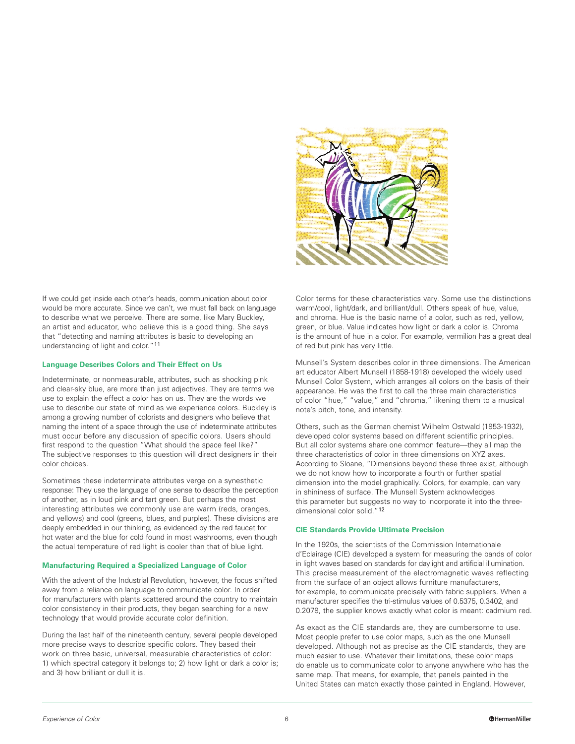If we could get inside each other's heads, communication about color would be more accurate. Since we can't, we must fall back on language to describe what we perceive. There are some, like Mary Buckley, an artist and educator, who believe this is a good thing. She says that "detecting and naming attributes is basic to developing an understanding of light and color."[11]

#### Language Describes Colors and Their Effect on Us

Indeterminate, or nonmeasurable, attributes, such as shocking pink and clear-sky blue, are more than just adjectives. They are terms we use to explain the effect a color has on us. They are the words we use to describe our state of mind as we experience colors. Buckley is among a growing number of colorists and designers who believe that naming the intent of a space through the use of indeterminate attributes must occur before any discussion of specific colors. Users should first respond to the question "What should the space feel like?" The subjective responses to this question will direct designers in their color choices.

Sometimes these indeterminate attributes verge on a synesthetic response: They use the language of one sense to describe the perception of another, as in loud pink and tart green. But perhaps the most interesting attributes we commonly use are warm (reds, oranges, and yellows) and cool (greens, blues, and purples). These divisions are deeply embedded in our thinking, as evidenced by the red faucet for hot water and the blue for cold found in most washrooms, even though the actual temperature of red light is cooler than that of blue light.

#### Manufacturing Required a Specialized Language of Color

With the advent of the Industrial Revolution, however, the focus shifted away from a reliance on language to communicate color. In order for manufacturers with plants scattered around the country to maintain color consistency in their products, they began searching for a new technology that would provide accurate color definition.

During the last half of the nineteenth century, several people developed more precise ways to describe specific colors. They based their work on three basic, universal, measurable characteristics of color: 1) which spectral category it belongs to; 2) how light or dark a color is; and 3) how brilliant or dull it is.

Color terms for these characteristics vary. Some use the distinctions warm/cool, light/dark, and brilliant/dull. Others speak of hue, value, and chroma. Hue is the basic name of a color, such as red, yellow, green, or blue. Value indicates how light or dark a color is. Chroma is the amount of hue in a color. For example, vermilion has a great deal of red but pink has very little.

Munsell's System describes color in three dimensions. The American art educator Albert Munsell (1858-1918) developed the widely used Munsell Color System, which arranges all colors on the basis of their appearance. He was the first to call the three main characteristics of color "hue," "value," and "chroma," likening them to a musical note's pitch, tone, and intensity.

Others, such as the German chemist Wilhelm Ostwald (1853-1932), developed color systems based on different scientific principles. But all color systems share one common feature—they all map the three characteristics of color in three dimensions on XYZ axes. According to Sloane, "Dimensions beyond these three exist, although we do not know how to incorporate a fourth or further spatial dimension into the model graphically. Colors, for example, can vary in shininess of surface. The Munsell System acknowledges this parameter but suggests no way to incorporate it into the three-dimensional color solid."[12]

#### CIE Standards Provide Ultimate Precision

In the 1920s, the scientists of the Commission Internationale d'Eclairage (CIE) developed a system for measuring the bands of color in light waves based on standards for daylight and artificial illumination. This precise measurement of the electromagnetic waves reflecting from the surface of an object allows furniture manufacturers, for example, to communicate precisely with fabric suppliers. When a manufacturer specifies the tri-stimulus values of 0.5375, 0.3402, and 0.2078, the supplier knows exactly what color is meant: cadmium red.

As exact as the CIE standards are, they are cumbersome to use. Most people prefer to use color maps, such as the one Munsell developed. Although not as precise as the CIE standards, they are much easier to use. Whatever their limitations, these color maps do enable us to communicate color to anyone anywhere who has the same map. That means, for example, that panels painted in the United States can match exactly those painted in England. However,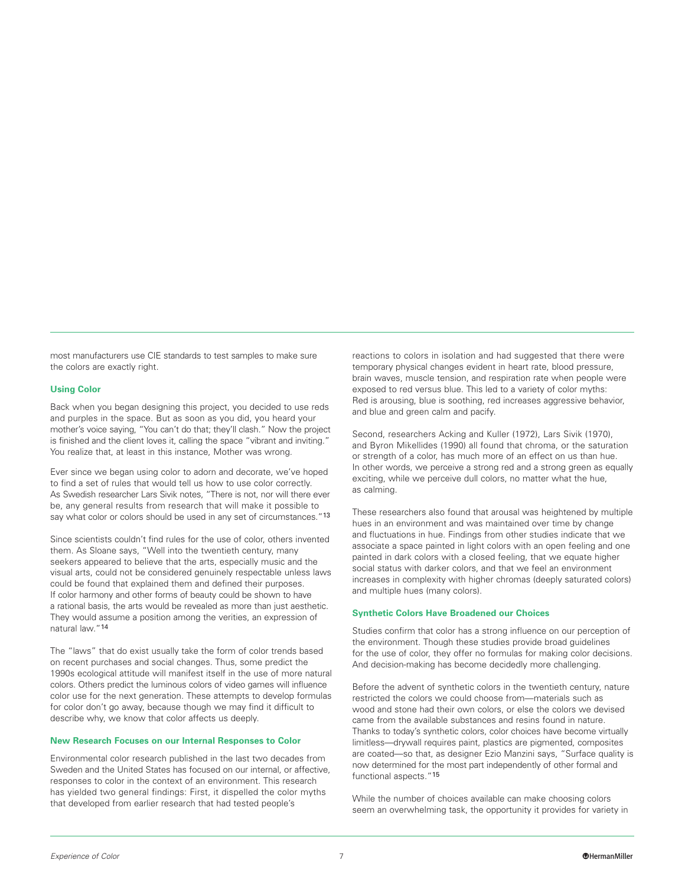most manufacturers use CIE standards to test samples to make sure the colors are exactly right.

### Using Color

Back when you began designing this project, you decided to use reds and purples in the space. But as soon as you did, you heard your mother's voice saying, "You can't do that; they'll clash." Now the project is finished and the client loves it, calling the space "vibrant and inviting." You realize that, at least in this instance, Mother was wrong.

Ever since we began using color to adorn and decorate, we've hoped to find a set of rules that would tell us how to use color correctly. As Swedish researcher Lars Sivik notes, "There is not, nor will there ever be, any general results from research that will make it possible to say what color or colors should be used in any set of circumstances."[13]

Since scientists couldn't find rules for the use of color, others invented them. As Sloane says, "Well into the twentieth century, many seekers appeared to believe that the arts, especially music and the visual arts, could not be considered genuinely respectable unless laws could be found that explained them and defined their purposes. If color harmony and other forms of beauty could be shown to have a rational basis, the arts would be revealed as more than just aesthetic. They would assume a position among the verities, an expression of natural law."[14]

The "laws" that do exist usually take the form of color trends based on recent purchases and social changes. Thus, some predict the 1990s ecological attitude will manifest itself in the use of more natural colors. Others predict the luminous colors of video games will influence color use for the next generation. These attempts to develop formulas for color don't go away, because though we may find it difficult to describe why, we know that color affects us deeply.

### New Research Focuses on our Internal Responses to Color

Environmental color research published in the last two decades from Sweden and the United States has focused on our internal, or affective, responses to color in the context of an environment. This research has yielded two general findings: First, it dispelled the color myths that developed from earlier research that had tested people's reactions to colors in isolation and had suggested that there were temporary physical changes evident in heart rate, blood pressure, brain waves, muscle tension, and respiration rate when people were exposed to red versus blue. This led to a variety of color myths: Red is arousing, blue is soothing, red increases aggressive behavior, and blue and green calm and pacify.

Second, researchers Acking and Kuller (1972), Lars Sivik (1970), and Byron Mikellides (1990) all found that chroma, or the saturation or strength of a color, has much more of an effect on us than hue. In other words, we perceive a strong red and a strong green as equally exciting, while we perceive dull colors, no matter what the hue, as calming.

These researchers also found that arousal was heightened by multiple hues in an environment and was maintained over time by change and fluctuations in hue. Findings from other studies indicate that we associate a space painted in light colors with an open feeling and one painted in dark colors with a closed feeling, that we equate higher social status with darker colors, and that we feel an environment increases in complexity with higher chromas (deeply saturated colors) and multiple hues (many colors).

### Synthetic Colors Have Broadened our Choices

Studies confirm that color has a strong influence on our perception of the environment. Though these studies provide broad guidelines for the use of color, they offer no formulas for making color decisions. And decision-making has become decidedly more challenging.

Before the advent of synthetic colors in the twentieth century, nature restricted the colors we could choose from—materials such as wood and stone had their own colors, or else the colors we devised came from the available substances and resins found in nature. Thanks to today's synthetic colors, color choices have become virtually limitless—drywall requires paint, plastics are pigmented, composites are coated—so that, as designer Ezio Manzini says, "Surface quality is now determined for the most part independently of other formal and functional aspects."[15]

While the number of choices available can make choosing colors seem an overwhelming task, the opportunity it provides for variety in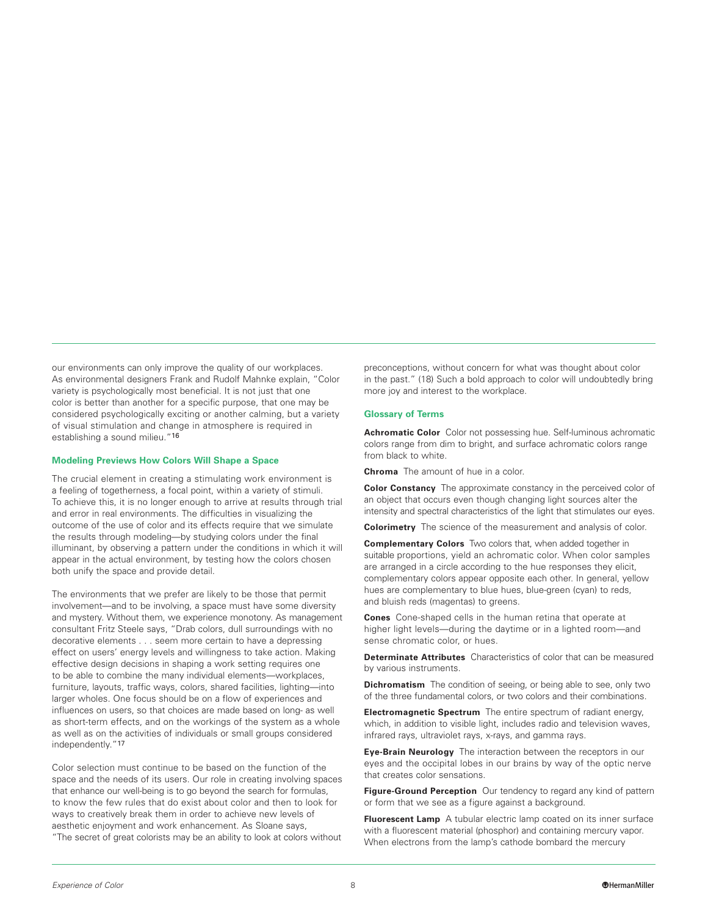our environments can only improve the quality of our workplaces. As environmental designers Frank and Rudolf Mahnke explain, "Color variety is psychologically most beneficial. It is not just that one color is better than another for a specific purpose, that one may be considered psychologically exciting or another calming, but a variety of visual stimulation and change in atmosphere is required in establishing a sound milieu."[16]

### Modeling Previews How Colors Will Shape a Space

The crucial element in creating a stimulating work environment is a feeling of togetherness, a focal point, within a variety of stimuli. To achieve this, it is no longer enough to arrive at results through trial and error in real environments. The difficulties in visualizing the outcome of the use of color and its effects require that we simulate the results through modeling—by studying colors under the final illuminant, by observing a pattern under the conditions in which it will appear in the actual environment, by testing how the colors chosen both unify the space and provide detail.

The environments that we prefer are likely to be those that permit involvement—and to be involving, a space must have some diversity and mystery. Without them, we experience monotony. As management consultant Fritz Steele says, "Drab colors, dull surroundings with no decorative elements . . . seem more certain to have a depressing effect on users' energy levels and willingness to take action. Making effective design decisions in shaping a work setting requires one to be able to combine the many individual elements—workplaces, furniture, layouts, traffic ways, colors, shared facilities, lighting—into larger wholes. One focus should be on a flow of experiences and influences on users, so that choices are made based on long- as well as short-term effects, and on the workings of the system as a whole as well as on the activities of individuals or small groups considered independently."[17]

Color selection must continue to be based on the function of the space and the needs of its users. Our role in creating involving spaces that enhance our well-being is to go beyond the search for formulas, to know the few rules that do exist about color and then to look for ways to creatively break them in order to achieve new levels of aesthetic enjoyment and work enhancement. As Sloane says, "The secret of great colorists may be an ability to look at colors without preconceptions, without concern for what was thought about color in the past." (18) Such a bold approach to color will undoubtedly bring more joy and interest to the workplace.

### Glossary of Terms

**Achromatic Color** Color not possessing hue. Self-luminous achromatic colors range from dim to bright, and surface achromatic colors range from black to white.

**Chroma** The amount of hue in a color.

**Color Constancy** The approximate constancy in the perceived color of an object that occurs even though changing light sources alter the intensity and spectral characteristics of the light that stimulates our eyes.

**Colorimetry** The science of the measurement and analysis of color.

**Complementary Colors** Two colors that, when added together in suitable proportions, yield an achromatic color. When color samples are arranged in a circle according to the hue responses they elicit, complementary colors appear opposite each other. In general, yellow hues are complementary to blue hues, blue-green (cyan) to reds, and bluish reds (magentas) to greens.

**Cones** Cone-shaped cells in the human retina that operate at higher light levels—during the daytime or in a lighted room—and sense chromatic color, or hues.

**Determinate Attributes** Characteristics of color that can be measured by various instruments.

**Dichromatism** The condition of seeing, or being able to see, only two of the three fundamental colors, or two colors and their combinations.

**Electromagnetic Spectrum** The entire spectrum of radiant energy, which, in addition to visible light, includes radio and television waves, infrared rays, ultraviolet rays, x-rays, and gamma rays.

**Eye-Brain Neurology** The interaction between the receptors in our eyes and the occipital lobes in our brains by way of the optic nerve that creates color sensations.

**Figure-Ground Perception** Our tendency to regard any kind of pattern or form that we see as a figure against a background.

**Fluorescent Lamp** A tubular electric lamp coated on its inner surface with a fluorescent material (phosphor) and containing mercury vapor. When electrons from the lamp's cathode bombard the mercury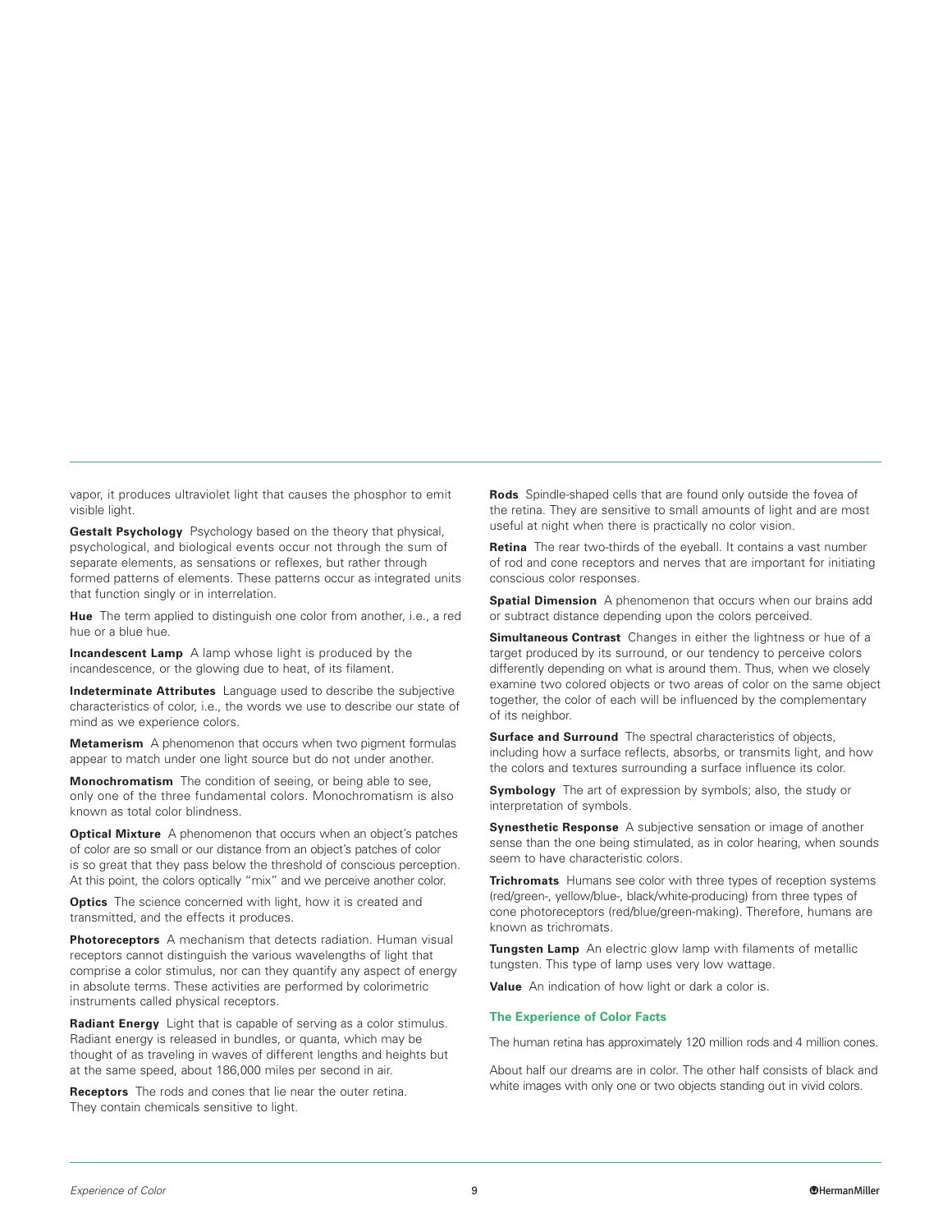vapor, it produces ultraviolet light that causes the phosphor to emit visible light.

**Gestalt Psychology** Psychology based on the theory that physical, psychological, and biological events occur not through the sum of separate elements, as sensations or reflexes, but rather through formed patterns of elements. These patterns occur as integrated units that function singly or in interrelation.

**Hue** The term applied to distinguish one color from another, i.e., a red hue or a blue hue.

**Incandescent Lamp** A lamp whose light is produced by the incandescence, or the glowing due to heat, of its filament.

**Indeterminate Attributes** Language used to describe the subjective characteristics of color, i.e., the words we use to describe our state of mind as we experience colors.

**Metamerism** A phenomenon that occurs when two pigment formulas appear to match under one light source but do not under another.

**Monochromatism** The condition of seeing, or being able to see, only one of the three fundamental colors. Monochromatism is also known as total color blindness.

**Optical Mixture** A phenomenon that occurs when an object's patches of color are so small or our distance from an object's patches of color is so great that they pass below the threshold of conscious perception. At this point, the colors optically "mix" and we perceive another color.

**Optics** The science concerned with light, how it is created and transmitted, and the effects it produces.

**Photoreceptors** A mechanism that detects radiation. Human visual receptors cannot distinguish the various wavelengths of light that comprise a color stimulus, nor can they quantify any aspect of energy in absolute terms. These activities are performed by colorimetric instruments called physical receptors.

**Radiant Energy** Light that is capable of serving as a color stimulus. Radiant energy is released in bundles, or quanta, which may be thought of as traveling in waves of different lengths and heights but at the same speed, about 186,000 miles per second in air.

**Receptors** The rods and cones that lie near the outer retina. They contain chemicals sensitive to light.

**Rods** Spindle-shaped cells that are found only outside the fovea of the retina. They are sensitive to small amounts of light and are most useful at night when there is practically no color vision.

**Retina** The rear two-thirds of the eyeball. It contains a vast number of rod and cone receptors and nerves that are important for initiating conscious color responses.

**Spatial Dimension** A phenomenon that occurs when our brains add or subtract distance depending upon the colors perceived.

**Simultaneous Contrast** Changes in either the lightness or hue of a target produced by its surround, or our tendency to perceive colors differently depending on what is around them. Thus, when we closely examine two colored objects or two areas of color on the same object together, the color of each will be influenced by the complementary of its neighbor.

**Surface and Surround** The spectral characteristics of objects, including how a surface reflects, absorbs, or transmits light, and how the colors and textures surrounding a surface influence its color.

**Symbology** The art of expression by symbols; also, the study or interpretation of symbols.

**Synesthetic Response** A subjective sensation or image of another sense than the one being stimulated, as in color hearing, when sounds seem to have characteristic colors.

**Trichromats** Humans see color with three types of reception systems (red/green-, yellow/blue-, black/white-producing) from three types of cone photoreceptors (red/blue/green-making). Therefore, humans are known as trichromats.

**Tungsten Lamp** An electric glow lamp with filaments of metallic tungsten. This type of lamp uses very low wattage.

**Value** An indication of how light or dark a color is.

### The Experience of Color Facts

The human retina has approximately 120 million rods and 4 million cones.

About half our dreams are in color. The other half consists of black and white images with only one or two objects standing out in vivid colors.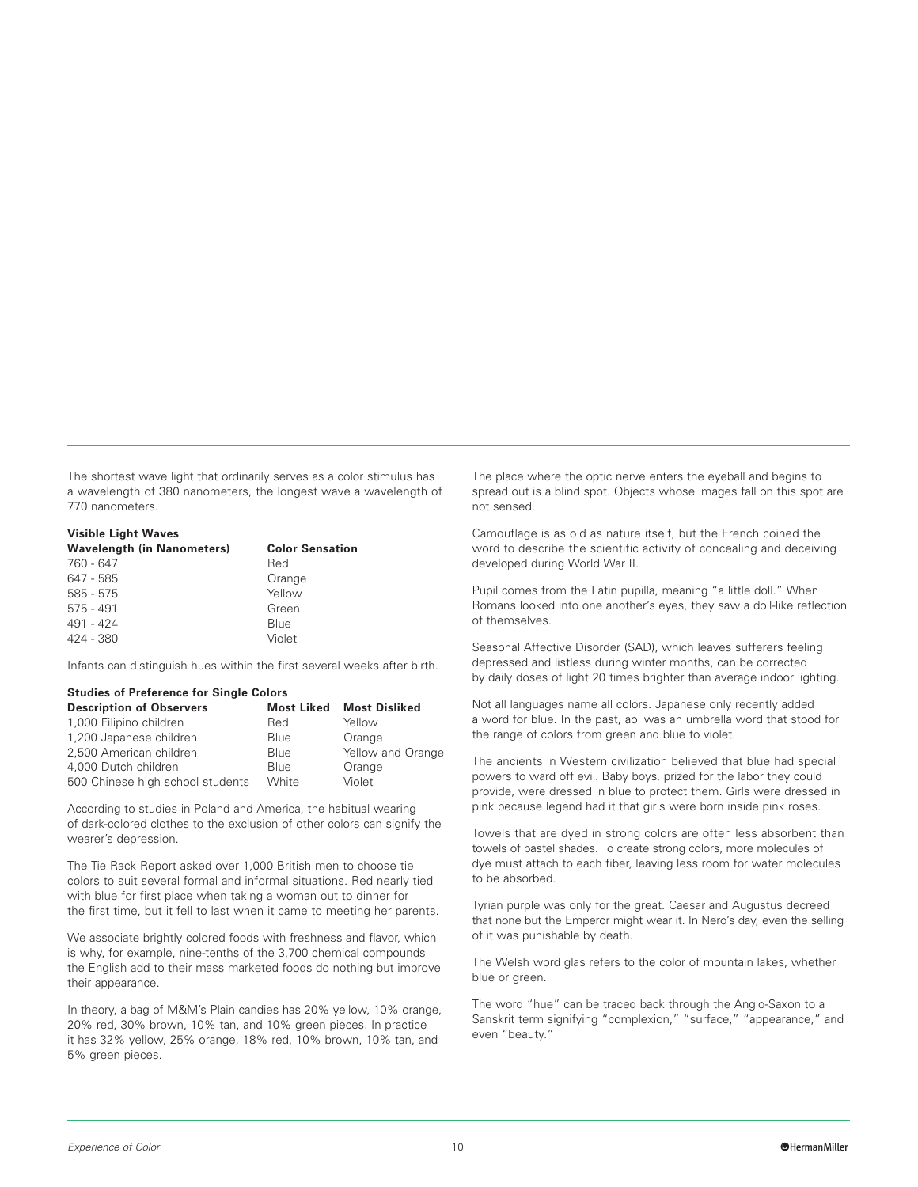The shortest wave light that ordinarily serves as a color stimulus has a wavelength of 380 nanometers, the longest wave a wavelength of 770 nanometers.

**Visible Light Waves**

| Wavelength (in Nanometers) | Color Sensation |
|---|---|
| 760 - 647 | Red |
| 647 - 585 | Orange |
| 585 - 575 | Yellow |
| 575 - 491 | Green |
| 491 - 424 | Blue |
| 424 - 380 | Violet |

Infants can distinguish hues within the first several weeks after birth.

**Studies of Preference for Single Colors**

| Description of Observers | Most Liked | Most Disliked |
|---|---|---|
| 1,000 Filipino children | Red | Yellow |
| 1,200 Japanese children | Blue | Orange |
| 2,500 American children | Blue | Yellow and Orange |
| 4,000 Dutch children | Blue | Orange |
| 500 Chinese high school students | White | Violet |

According to studies in Poland and America, the habitual wearing of dark-colored clothes to the exclusion of other colors can signify the wearer's depression.

The Tie Rack Report asked over 1,000 British men to choose tie colors to suit several formal and informal situations. Red nearly tied with blue for first place when taking a woman out to dinner for the first time, but it fell to last when it came to meeting her parents.

We associate brightly colored foods with freshness and flavor, which is why, for example, nine-tenths of the 3,700 chemical compounds the English add to their mass marketed foods do nothing but improve their appearance.

In theory, a bag of M&M's Plain candies has 20% yellow, 10% orange, 20% red, 30% brown, 10% tan, and 10% green pieces. In practice it has 32% yellow, 25% orange, 18% red, 10% brown, 10% tan, and 5% green pieces.

The place where the optic nerve enters the eyeball and begins to spread out is a blind spot. Objects whose images fall on this spot are not sensed.

Camouflage is as old as nature itself, but the French coined the word to describe the scientific activity of concealing and deceiving developed during World War II.

Pupil comes from the Latin pupilla, meaning "a little doll." When Romans looked into one another's eyes, they saw a doll-like reflection of themselves.

Seasonal Affective Disorder (SAD), which leaves sufferers feeling depressed and listless during winter months, can be corrected by daily doses of light 20 times brighter than average indoor lighting.

Not all languages name all colors. Japanese only recently added a word for blue. In the past, aoi was an umbrella word that stood for the range of colors from green and blue to violet.

The ancients in Western civilization believed that blue had special powers to ward off evil. Baby boys, prized for the labor they could provide, were dressed in blue to protect them. Girls were dressed in pink because legend had it that girls were born inside pink roses.

Towels that are dyed in strong colors are often less absorbent than towels of pastel shades. To create strong colors, more molecules of dye must attach to each fiber, leaving less room for water molecules to be absorbed.

Tyrian purple was only for the great. Caesar and Augustus decreed that none but the Emperor might wear it. In Nero's day, even the selling of it was punishable by death.

The Welsh word glas refers to the color of mountain lakes, whether blue or green.

The word "hue" can be traced back through the Anglo-Saxon to a Sanskrit term signifying "complexion," "surface," "appearance," and even "beauty."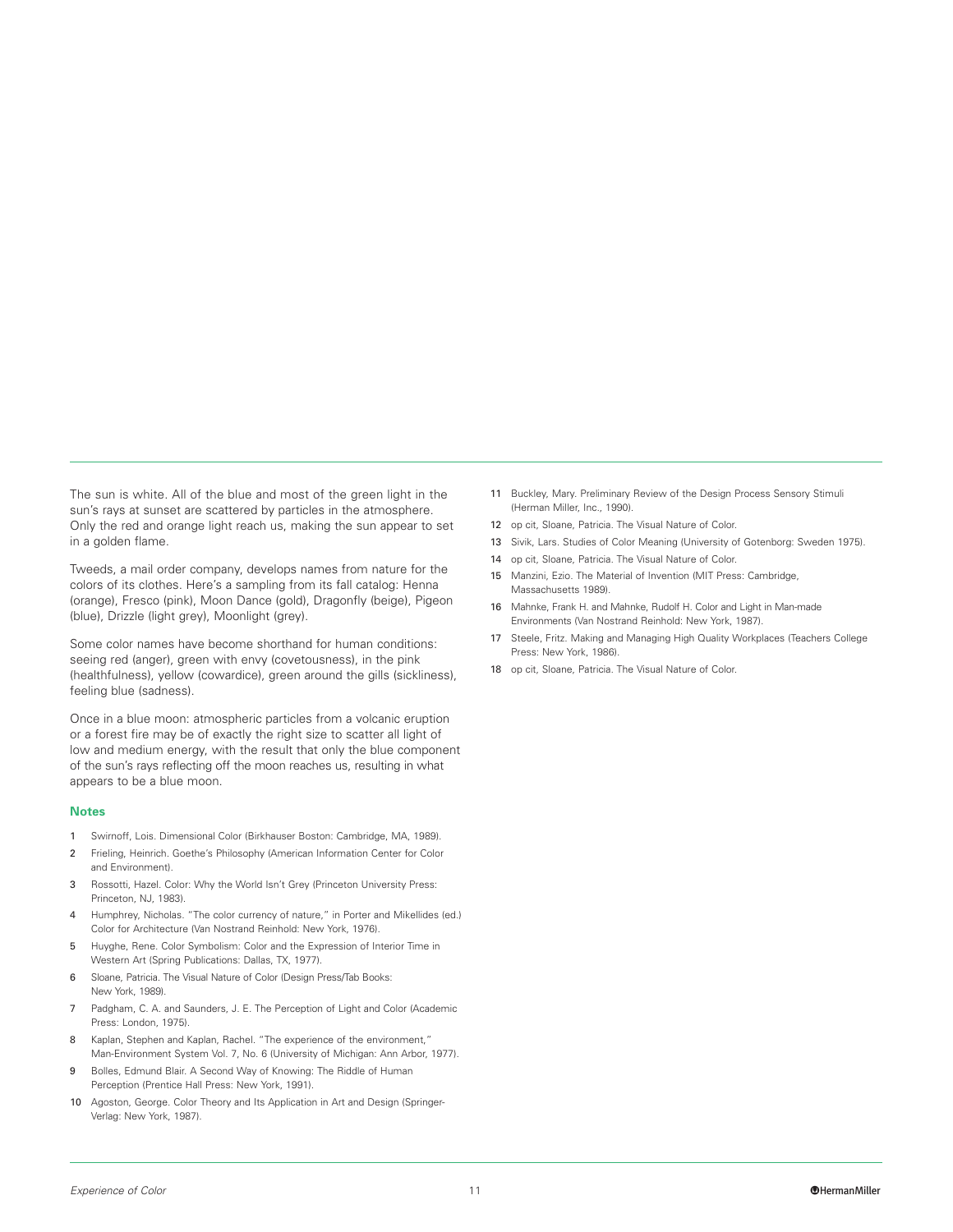The sun is white. All of the blue and most of the green light in the sun's rays at sunset are scattered by particles in the atmosphere. Only the red and orange light reach us, making the sun appear to set in a golden flame.

Tweeds, a mail order company, develops names from nature for the colors of its clothes. Here's a sampling from its fall catalog: Henna (orange), Fresco (pink), Moon Dance (gold), Dragonfly (beige), Pigeon (blue), Drizzle (light grey), Moonlight (grey).

Some color names have become shorthand for human conditions: seeing red (anger), green with envy (covetousness), in the pink (healthfulness), yellow (cowardice), green around the gills (sickliness), feeling blue (sadness).

Once in a blue moon: atmospheric particles from a volcanic eruption or a forest fire may be of exactly the right size to scatter all light of low and medium energy, with the result that only the blue component of the sun's rays reflecting off the moon reaches us, resulting in what appears to be a blue moon.

### Notes

1. Swirnoff, Lois. Dimensional Color (Birkhauser Boston: Cambridge, MA, 1989).
2. Frieling, Heinrich. Goethe's Philosophy (American Information Center for Color and Environment).
3. Rossotti, Hazel. Color: Why the World Isn't Grey (Princeton University Press: Princeton, NJ, 1983).
4. Humphrey, Nicholas. "The color currency of nature," in Porter and Mikellides (ed.) Color for Architecture (Van Nostrand Reinhold: New York, 1976).
5. Huyghe, Rene. Color Symbolism: Color and the Expression of Interior Time in Western Art (Spring Publications: Dallas, TX, 1977).
6. Sloane, Patricia. The Visual Nature of Color (Design Press/Tab Books: New York, 1989).
7. Padgham, C. A. and Saunders, J. E. The Perception of Light and Color (Academic Press: London, 1975).
8. Kaplan, Stephen and Kaplan, Rachel. "The experience of the environment," Man-Environment System Vol. 7, No. 6 (University of Michigan: Ann Arbor, 1977).
9. Bolles, Edmund Blair. A Second Way of Knowing: The Riddle of Human Perception (Prentice Hall Press: New York, 1991).
10. Agoston, George. Color Theory and Its Application in Art and Design (Springer-Verlag: New York, 1987).
11. Buckley, Mary. Preliminary Review of the Design Process Sensory Stimuli (Herman Miller, Inc., 1990).
12. op cit, Sloane, Patricia. The Visual Nature of Color.
13. Sivik, Lars. Studies of Color Meaning (University of Gotenborg: Sweden 1975).
14. op cit, Sloane, Patricia. The Visual Nature of Color.
15. Manzini, Ezio. The Material of Invention (MIT Press: Cambridge, Massachusetts 1989).
16. Mahnke, Frank H. and Mahnke, Rudolf H. Color and Light in Man-made Environments (Van Nostrand Reinhold: New York, 1987).
17. Steele, Fritz. Making and Managing High Quality Workplaces (Teachers College Press: New York, 1986).
18. op cit, Sloane, Patricia. The Visual Nature of Color.